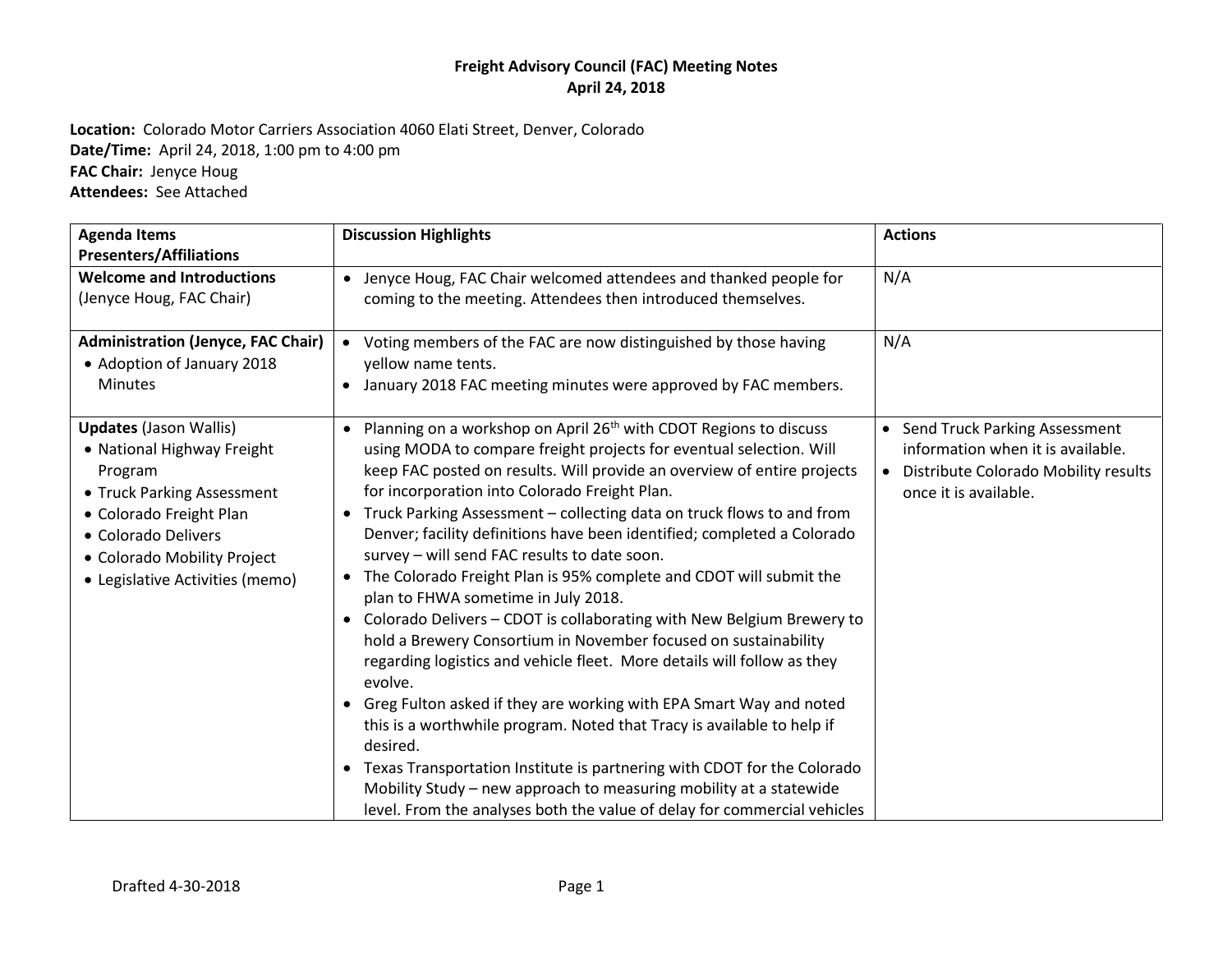# Freight Advisory Council (FAC) Meeting Notes
## April 24, 2018

**Location:** Colorado Motor Carriers Association 4060 Elati Street, Denver, Colorado
**Date/Time:** April 24, 2018, 1:00 pm to 4:00 pm
**FAC Chair:** Jenyce Houg
**Attendees:** See Attached

| Agenda Items Presenters/Affiliations | Discussion Highlights | Actions |
|---|---|---|
| **Welcome and Introductions** (Jenyce Houg, FAC Chair) | • Jenyce Houg, FAC Chair welcomed attendees and thanked people for coming to the meeting. Attendees then introduced themselves. | N/A |
| **Administration (Jenyce, FAC Chair)**<br>• Adoption of January 2018 Minutes | • Voting members of the FAC are now distinguished by those having yellow name tents.<br>• January 2018 FAC meeting minutes were approved by FAC members. | N/A |
| **Updates** (Jason Wallis)<br>• National Highway Freight Program<br>• Truck Parking Assessment<br>• Colorado Freight Plan<br>• Colorado Delivers<br>• Colorado Mobility Project<br>• Legislative Activities (memo) | • Planning on a workshop on April 26th with CDOT Regions to discuss using MODA to compare freight projects for eventual selection. Will keep FAC posted on results. Will provide an overview of entire projects for incorporation into Colorado Freight Plan.<br>• Truck Parking Assessment – collecting data on truck flows to and from Denver; facility definitions have been identified; completed a Colorado survey – will send FAC results to date soon.<br>• The Colorado Freight Plan is 95% complete and CDOT will submit the plan to FHWA sometime in July 2018.<br>• Colorado Delivers – CDOT is collaborating with New Belgium Brewery to hold a Brewery Consortium in November focused on sustainability regarding logistics and vehicle fleet. More details will follow as they evolve.<br>• Greg Fulton asked if they are working with EPA Smart Way and noted this is a worthwhile program. Noted that Tracy is available to help if desired.<br>• Texas Transportation Institute is partnering with CDOT for the Colorado Mobility Study – new approach to measuring mobility at a statewide level. From the analyses both the value of delay for commercial vehicles | • Send Truck Parking Assessment information when it is available.<br>• Distribute Colorado Mobility results once it is available. |

Drafted 4-30-2018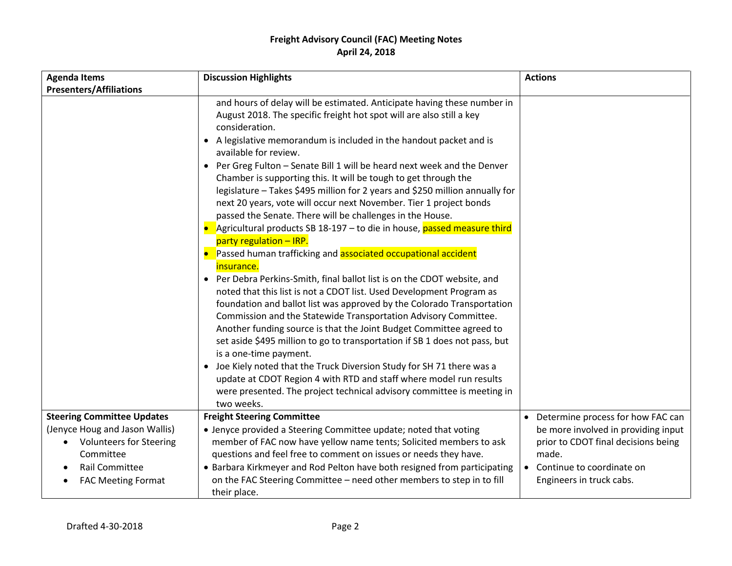# Freight Advisory Council (FAC) Meeting Notes
## April 24, 2018

| Agenda Items Presenters/Affiliations | Discussion Highlights | Actions |
|---|---|---|
| | and hours of delay will be estimated. Anticipate having these number in August 2018. The specific freight hot spot will are also still a key consideration.<br>• A legislative memorandum is included in the handout packet and is available for review.<br>• Per Greg Fulton – Senate Bill 1 will be heard next week and the Denver Chamber is supporting this. It will be tough to get through the legislature – Takes $495 million for 2 years and $250 million annually for next 20 years, vote will occur next November. Tier 1 project bonds passed the Senate. There will be challenges in the House.<br>• Agricultural products SB 18-197 – to die in house, passed measure third party regulation – IRP.<br>• Passed human trafficking and associated occupational accident insurance.<br>• Per Debra Perkins-Smith, final ballot list is on the CDOT website, and noted that this list is not a CDOT list. Used Development Program as foundation and ballot list was approved by the Colorado Transportation Commission and the Statewide Transportation Advisory Committee. Another funding source is that the Joint Budget Committee agreed to set aside $495 million to go to transportation if SB 1 does not pass, but is a one-time payment.<br>• Joe Kiely noted that the Truck Diversion Study for SH 71 there was a update at CDOT Region 4 with RTD and staff where model run results were presented. The project technical advisory committee is meeting in two weeks. | |
| **Steering Committee Updates**<br>(Jenyce Houg and Jason Wallis)<br>• Volunteers for Steering Committee<br>• Rail Committee<br>• FAC Meeting Format | **Freight Steering Committee**<br>• Jenyce provided a Steering Committee update; noted that voting member of FAC now have yellow name tents; Solicited members to ask questions and feel free to comment on issues or needs they have.<br>• Barbara Kirkmeyer and Rod Pelton have both resigned from participating on the FAC Steering Committee – need other members to step in to fill their place. | • Determine process for how FAC can be more involved in providing input prior to CDOT final decisions being made.<br>• Continue to coordinate on Engineers in truck cabs. |

Drafted 4-30-2018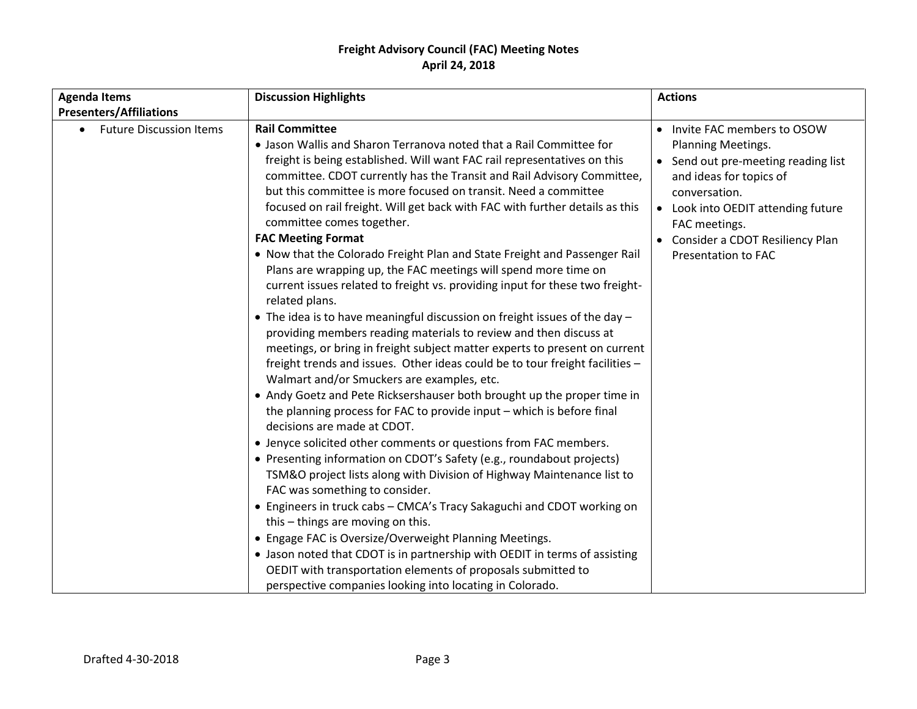# Freight Advisory Council (FAC) Meeting Notes

**April 24, 2018**

| Agenda Items<br>Presenters/Affiliations | Discussion Highlights | Actions |
|---|---|---|
| • Future Discussion Items | **Rail Committee**<br>• Jason Wallis and Sharon Terranova noted that a Rail Committee for freight is being established. Will want FAC rail representatives on this committee. CDOT currently has the Transit and Rail Advisory Committee, but this committee is more focused on transit. Need a committee focused on rail freight. Will get back with FAC with further details as this committee comes together.<br>**FAC Meeting Format**<br>• Now that the Colorado Freight Plan and State Freight and Passenger Rail Plans are wrapping up, the FAC meetings will spend more time on current issues related to freight vs. providing input for these two freight-related plans.<br>• The idea is to have meaningful discussion on freight issues of the day – providing members reading materials to review and then discuss at meetings, or bring in freight subject matter experts to present on current freight trends and issues. Other ideas could be to tour freight facilities – Walmart and/or Smuckers are examples, etc.<br>• Andy Goetz and Pete Ricksershauser both brought up the proper time in the planning process for FAC to provide input – which is before final decisions are made at CDOT.<br>• Jenyce solicited other comments or questions from FAC members.<br>• Presenting information on CDOT's Safety (e.g., roundabout projects) TSM&O project lists along with Division of Highway Maintenance list to FAC was something to consider.<br>• Engineers in truck cabs – CMCA's Tracy Sakaguchi and CDOT working on this – things are moving on this.<br>• Engage FAC is Oversize/Overweight Planning Meetings.<br>• Jason noted that CDOT is in partnership with OEDIT in terms of assisting OEDIT with transportation elements of proposals submitted to perspective companies looking into locating in Colorado. | • Invite FAC members to OSOW Planning Meetings.<br>• Send out pre-meeting reading list and ideas for topics of conversation.<br>• Look into OEDIT attending future FAC meetings.<br>• Consider a CDOT Resiliency Plan Presentation to FAC |

Drafted 4-30-2018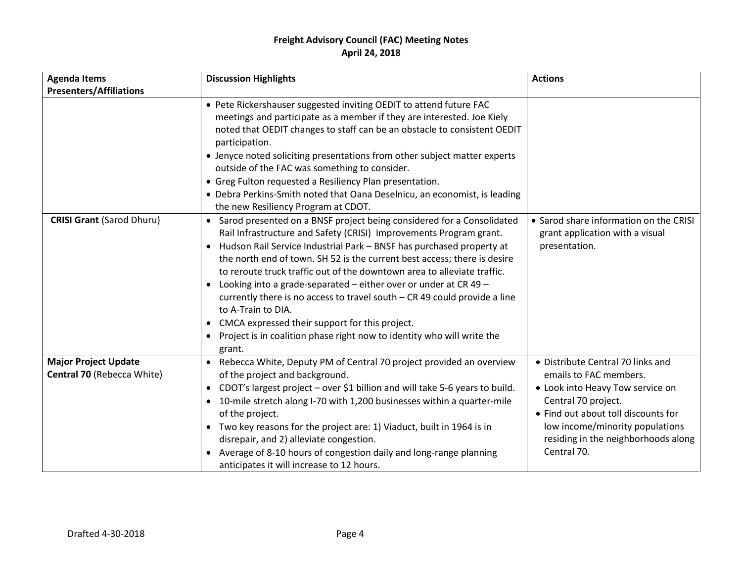# Freight Advisory Council (FAC) Meeting Notes
## April 24, 2018

| Agenda Items Presenters/Affiliations | Discussion Highlights | Actions |
|---|---|---|
| | • Pete Rickershauser suggested inviting OEDIT to attend future FAC meetings and participate as a member if they are interested. Joe Kiely noted that OEDIT changes to staff can be an obstacle to consistent OEDIT participation.<br>• Jenyce noted soliciting presentations from other subject matter experts outside of the FAC was something to consider.<br>• Greg Fulton requested a Resiliency Plan presentation.<br>• Debra Perkins-Smith noted that Oana Deselnicu, an economist, is leading the new Resiliency Program at CDOT. | |
| **CRISI Grant** (Sarod Dhuru) | • Sarod presented on a BNSF project being considered for a Consolidated Rail Infrastructure and Safety (CRISI) Improvements Program grant.<br>• Hudson Rail Service Industrial Park – BNSF has purchased property at the north end of town. SH 52 is the current best access; there is desire to reroute truck traffic out of the downtown area to alleviate traffic.<br>• Looking into a grade-separated – either over or under at CR 49 – currently there is no access to travel south – CR 49 could provide a line to A-Train to DIA.<br>• CMCA expressed their support for this project.<br>• Project is in coalition phase right now to identity who will write the grant. | • Sarod share information on the CRISI grant application with a visual presentation. |
| **Major Project Update Central 70** (Rebecca White) | • Rebecca White, Deputy PM of Central 70 project provided an overview of the project and background.<br>• CDOT's largest project – over $1 billion and will take 5-6 years to build.<br>• 10-mile stretch along I-70 with 1,200 businesses within a quarter-mile of the project.<br>• Two key reasons for the project are: 1) Viaduct, built in 1964 is in disrepair, and 2) alleviate congestion.<br>• Average of 8-10 hours of congestion daily and long-range planning anticipates it will increase to 12 hours. | • Distribute Central 70 links and emails to FAC members.<br>• Look into Heavy Tow service on Central 70 project.<br>• Find out about toll discounts for low income/minority populations residing in the neighborhoods along Central 70. |

Drafted 4-30-2018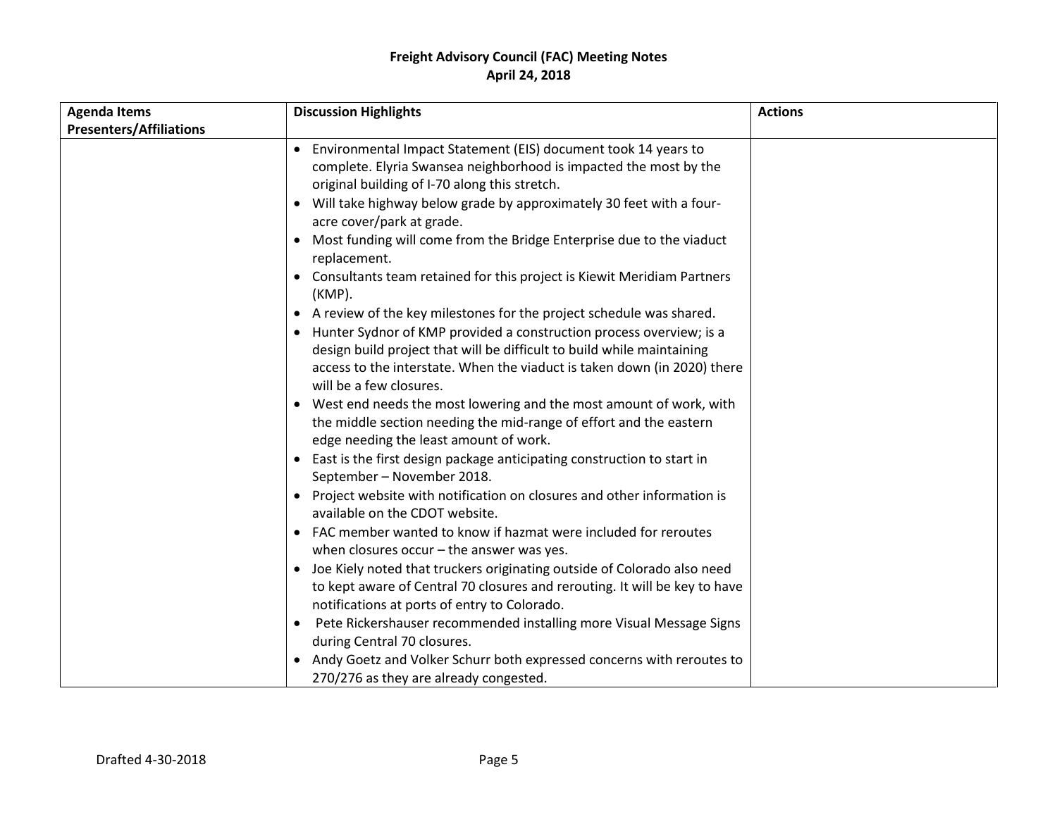**Freight Advisory Council (FAC) Meeting Notes**
**April 24, 2018**

| Agenda Items Presenters/Affiliations | Discussion Highlights | Actions |
|---|---|---|
| | • Environmental Impact Statement (EIS) document took 14 years to complete. Elyria Swansea neighborhood is impacted the most by the original building of I-70 along this stretch.<br>• Will take highway below grade by approximately 30 feet with a four-acre cover/park at grade.<br>• Most funding will come from the Bridge Enterprise due to the viaduct replacement.<br>• Consultants team retained for this project is Kiewit Meridiam Partners (KMP).<br>• A review of the key milestones for the project schedule was shared.<br>• Hunter Sydnor of KMP provided a construction process overview; is a design build project that will be difficult to build while maintaining access to the interstate. When the viaduct is taken down (in 2020) there will be a few closures.<br>• West end needs the most lowering and the most amount of work, with the middle section needing the mid-range of effort and the eastern edge needing the least amount of work.<br>• East is the first design package anticipating construction to start in September – November 2018.<br>• Project website with notification on closures and other information is available on the CDOT website.<br>• FAC member wanted to know if hazmat were included for reroutes when closures occur – the answer was yes.<br>• Joe Kiely noted that truckers originating outside of Colorado also need to kept aware of Central 70 closures and rerouting. It will be key to have notifications at ports of entry to Colorado.<br>• Pete Rickershauser recommended installing more Visual Message Signs during Central 70 closures.<br>• Andy Goetz and Volker Schurr both expressed concerns with reroutes to 270/276 as they are already congested. | |

Drafted 4-30-2018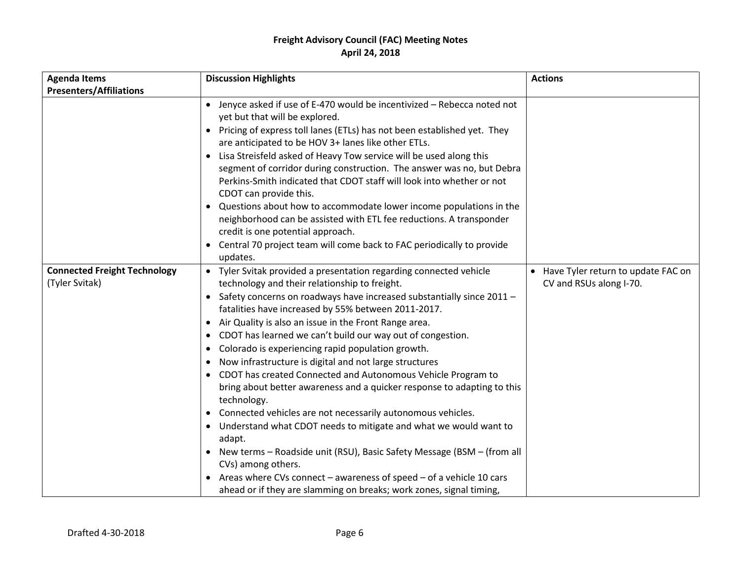**Freight Advisory Council (FAC) Meeting Notes**
**April 24, 2018**

| **Agenda Items Presenters/Affiliations** | **Discussion Highlights** | **Actions** |
|---|---|---|
| | • Jenyce asked if use of E-470 would be incentivized – Rebecca noted not yet but that will be explored.<br>• Pricing of express toll lanes (ETLs) has not been established yet. They are anticipated to be HOV 3+ lanes like other ETLs.<br>• Lisa Streisfeld asked of Heavy Tow service will be used along this segment of corridor during construction. The answer was no, but Debra Perkins-Smith indicated that CDOT staff will look into whether or not CDOT can provide this.<br>• Questions about how to accommodate lower income populations in the neighborhood can be assisted with ETL fee reductions. A transponder credit is one potential approach.<br>• Central 70 project team will come back to FAC periodically to provide updates. | |
| **Connected Freight Technology** (Tyler Svitak) | • Tyler Svitak provided a presentation regarding connected vehicle technology and their relationship to freight.<br>• Safety concerns on roadways have increased substantially since 2011 – fatalities have increased by 55% between 2011-2017.<br>• Air Quality is also an issue in the Front Range area.<br>• CDOT has learned we can't build our way out of congestion.<br>• Colorado is experiencing rapid population growth.<br>• Now infrastructure is digital and not large structures<br>• CDOT has created Connected and Autonomous Vehicle Program to bring about better awareness and a quicker response to adapting to this technology.<br>• Connected vehicles are not necessarily autonomous vehicles.<br>• Understand what CDOT needs to mitigate and what we would want to adapt.<br>• New terms – Roadside unit (RSU), Basic Safety Message (BSM – (from all CVs) among others.<br>• Areas where CVs connect – awareness of speed – of a vehicle 10 cars ahead or if they are slamming on breaks; work zones, signal timing, | • Have Tyler return to update FAC on CV and RSUs along I-70. |

Drafted 4-30-2018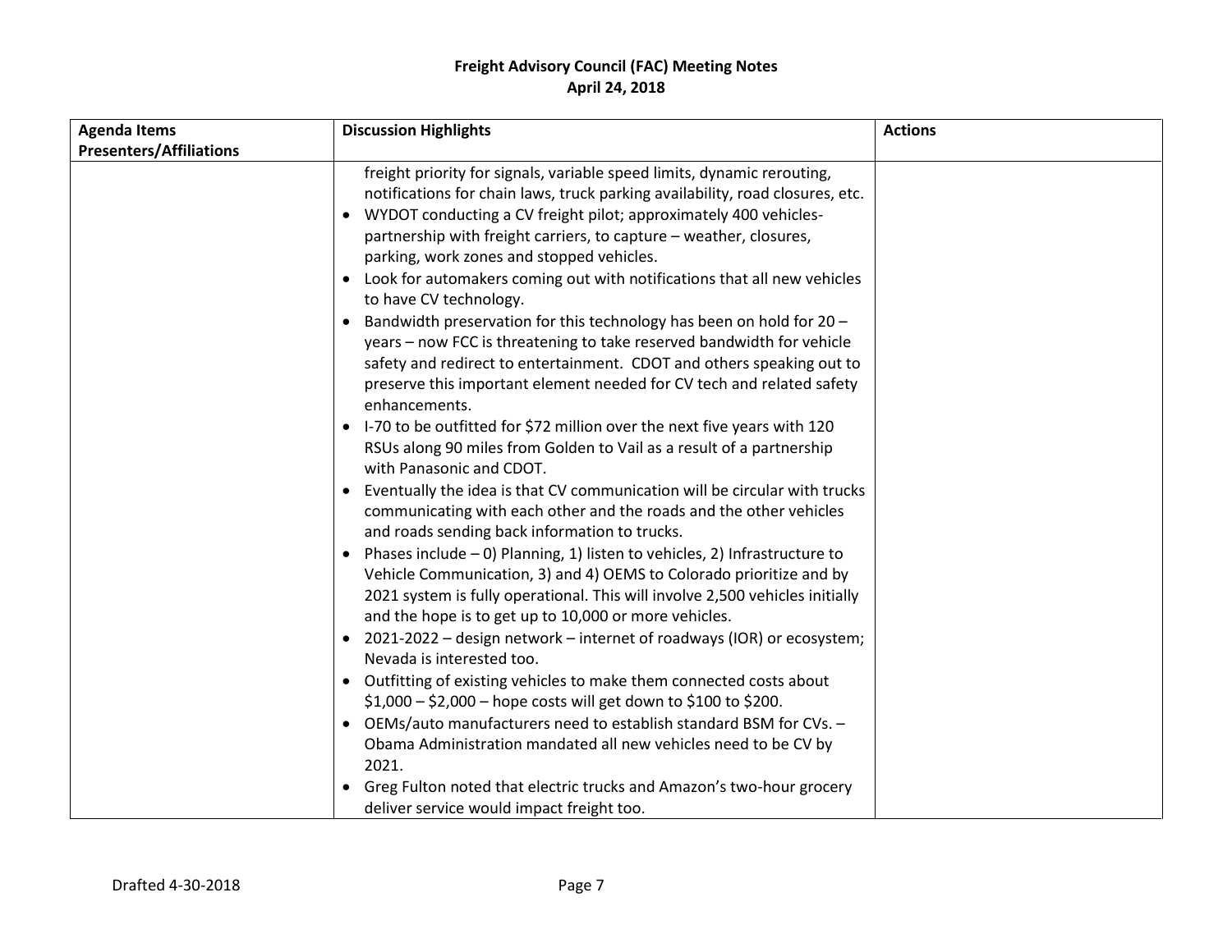**Freight Advisory Council (FAC) Meeting Notes**
**April 24, 2018**

| Agenda Items Presenters/Affiliations | Discussion Highlights | Actions |
|---|---|---|
| | freight priority for signals, variable speed limits, dynamic rerouting, notifications for chain laws, truck parking availability, road closures, etc.<br>• WYDOT conducting a CV freight pilot; approximately 400 vehicles-partnership with freight carriers, to capture – weather, closures, parking, work zones and stopped vehicles.<br>• Look for automakers coming out with notifications that all new vehicles to have CV technology.<br>• Bandwidth preservation for this technology has been on hold for 20 – years – now FCC is threatening to take reserved bandwidth for vehicle safety and redirect to entertainment. CDOT and others speaking out to preserve this important element needed for CV tech and related safety enhancements.<br>• I-70 to be outfitted for $72 million over the next five years with 120 RSUs along 90 miles from Golden to Vail as a result of a partnership with Panasonic and CDOT.<br>• Eventually the idea is that CV communication will be circular with trucks communicating with each other and the roads and the other vehicles and roads sending back information to trucks.<br>• Phases include – 0) Planning, 1) listen to vehicles, 2) Infrastructure to Vehicle Communication, 3) and 4) OEMS to Colorado prioritize and by 2021 system is fully operational. This will involve 2,500 vehicles initially and the hope is to get up to 10,000 or more vehicles.<br>• 2021-2022 – design network – internet of roadways (IOR) or ecosystem; Nevada is interested too.<br>• Outfitting of existing vehicles to make them connected costs about $1,000 – $2,000 – hope costs will get down to $100 to $200.<br>• OEMs/auto manufacturers need to establish standard BSM for CVs. – Obama Administration mandated all new vehicles need to be CV by 2021.<br>• Greg Fulton noted that electric trucks and Amazon's two-hour grocery deliver service would impact freight too. | |

Drafted 4-30-2018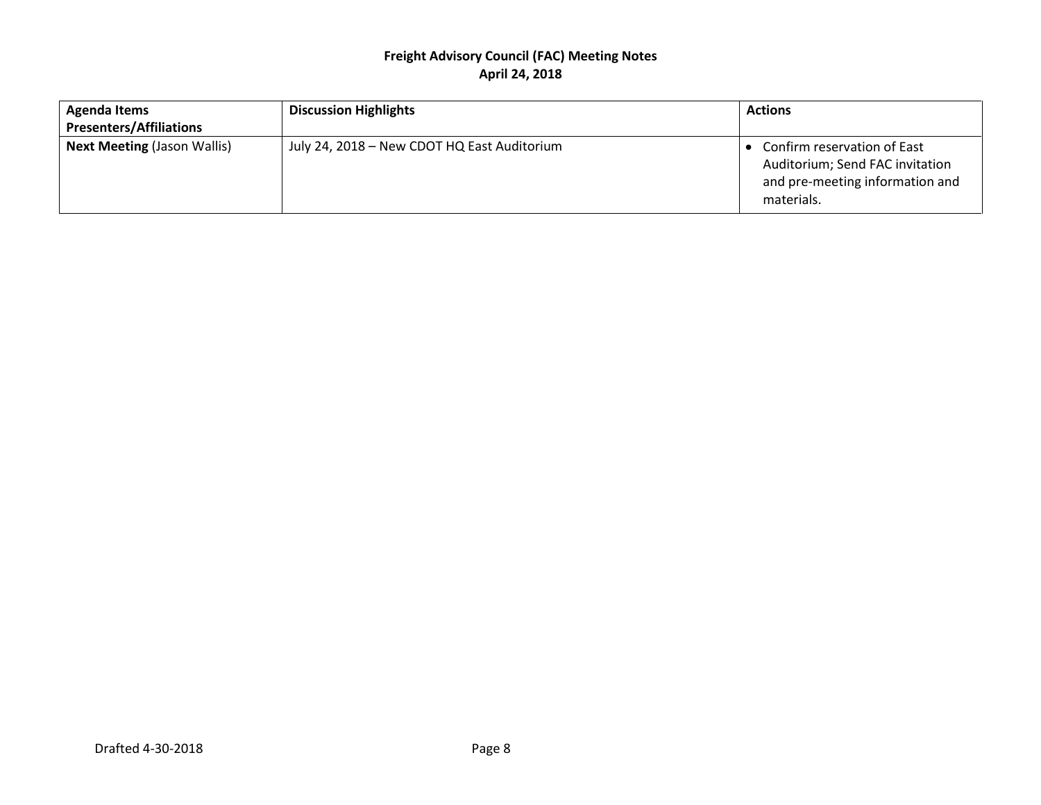**Freight Advisory Council (FAC) Meeting Notes**
**April 24, 2018**

| Agenda Items Presenters/Affiliations | Discussion Highlights | Actions |
| --- | --- | --- |
| **Next Meeting** (Jason Wallis) | July 24, 2018 – New CDOT HQ East Auditorium | • Confirm reservation of East Auditorium; Send FAC invitation and pre-meeting information and materials. |

Drafted 4-30-2018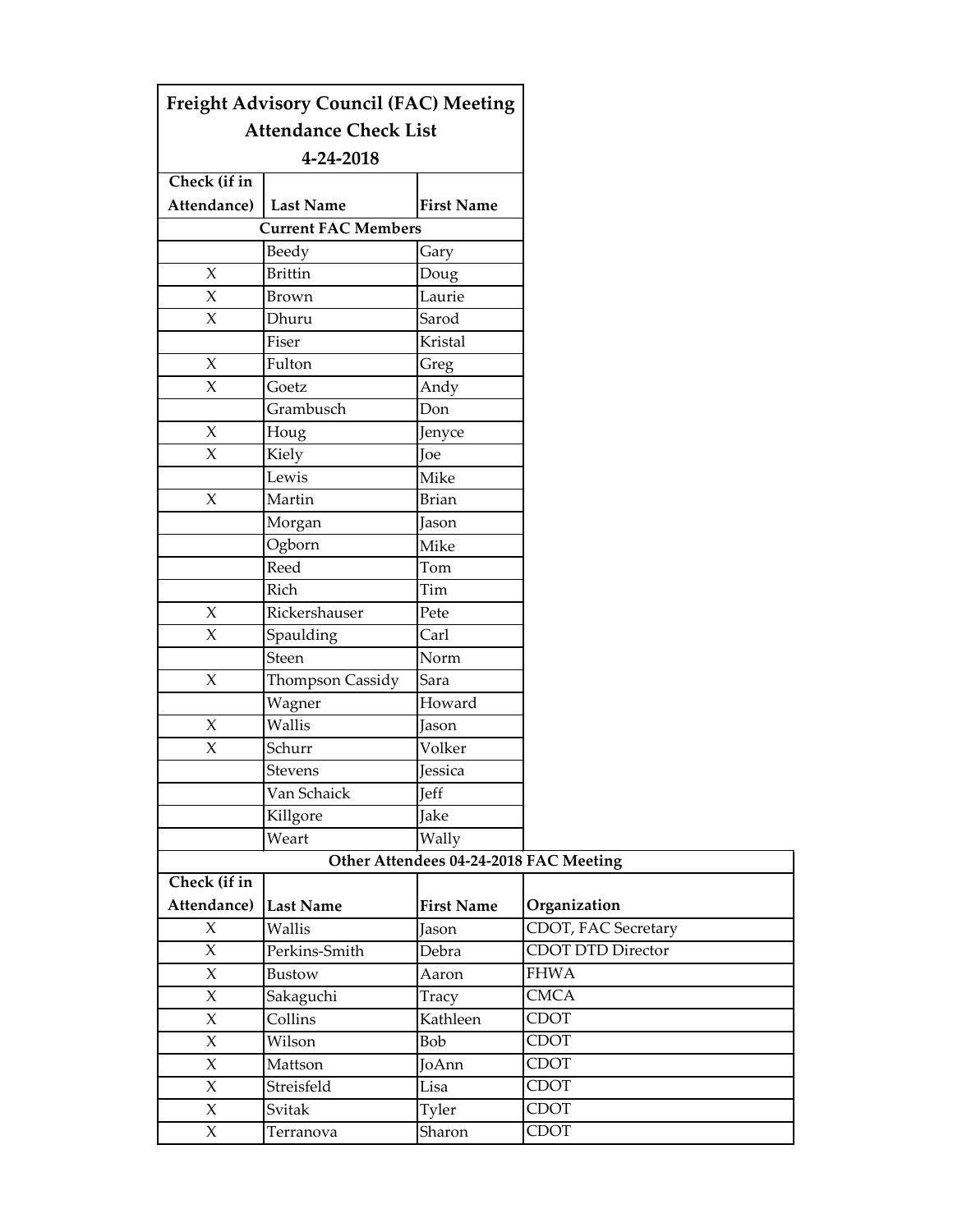| Freight Advisory Council (FAC) Meeting Attendance Check List 4-24-2018 | | |
|---|---|---|
| Check (if in Attendance) | Last Name | First Name |
| Current FAC Members | | |
| | Beedy | Gary |
| X | Brittin | Doug |
| X | Brown | Laurie |
| X | Dhuru | Sarod |
| | Fiser | Kristal |
| X | Fulton | Greg |
| X | Goetz | Andy |
| | Grambusch | Don |
| X | Houg | Jenyce |
| X | Kiely | Joe |
| | Lewis | Mike |
| X | Martin | Brian |
| | Morgan | Jason |
| | Ogborn | Mike |
| | Reed | Tom |
| | Rich | Tim |
| X | Rickershauser | Pete |
| X | Spaulding | Carl |
| | Steen | Norm |
| X | Thompson Cassidy | Sara |
| | Wagner | Howard |
| X | Wallis | Jason |
| X | Schurr | Volker |
| | Stevens | Jessica |
| | Van Schaick | Jeff |
| | Killgore | Jake |
| | Weart | Wally |

| Other Attendees 04-24-2018 FAC Meeting | | | |
|---|---|---|---|
| Check (if in Attendance) | Last Name | First Name | Organization |
| X | Wallis | Jason | CDOT, FAC Secretary |
| X | Perkins-Smith | Debra | CDOT DTD Director |
| X | Bustow | Aaron | FHWA |
| X | Sakaguchi | Tracy | CMCA |
| X | Collins | Kathleen | CDOT |
| X | Wilson | Bob | CDOT |
| X | Mattson | JoAnn | CDOT |
| X | Streisfeld | Lisa | CDOT |
| X | Svitak | Tyler | CDOT |
| X | Terranova | Sharon | CDOT |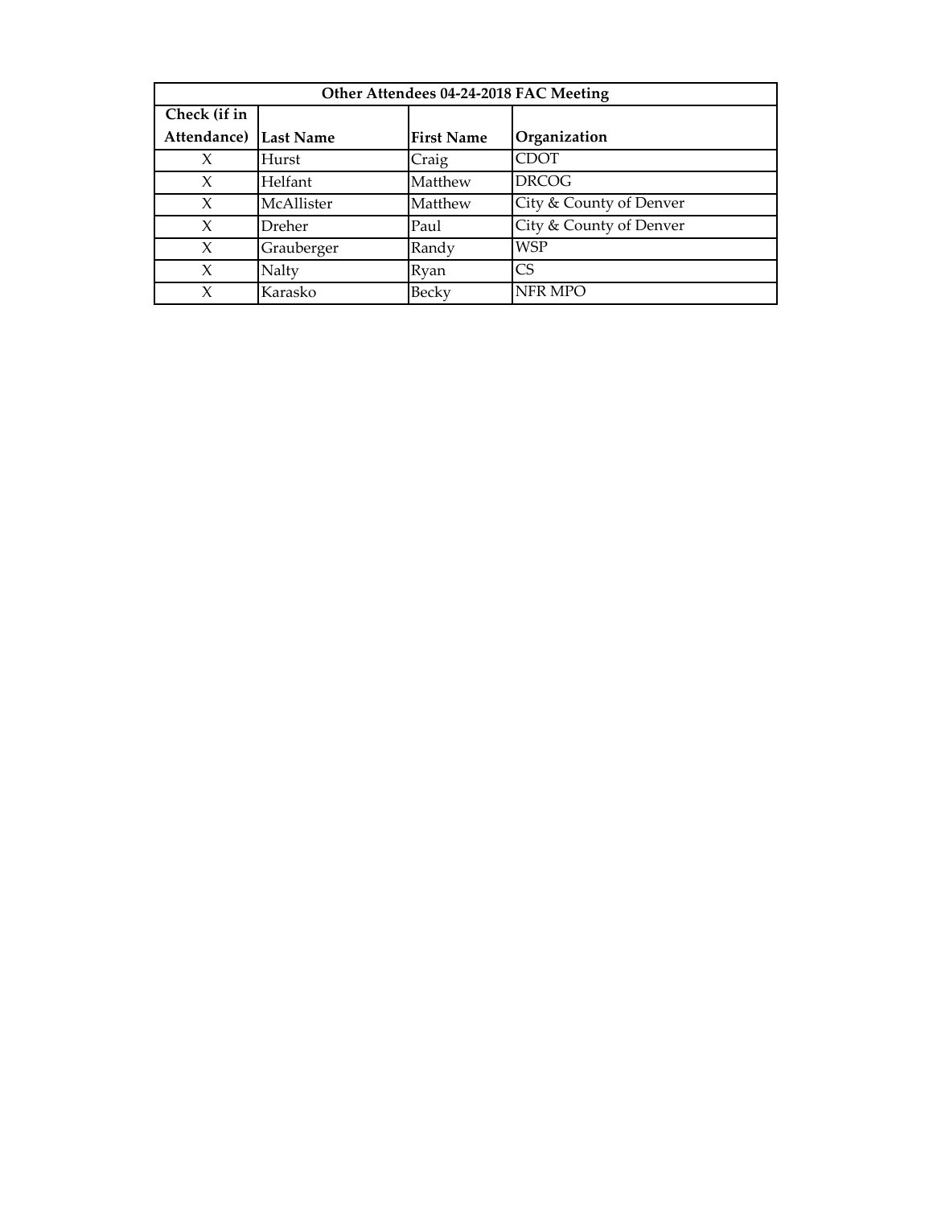| Other Attendees 04-24-2018 FAC Meeting | | | |
|---|---|---|---|
| Check (if in Attendance) | Last Name | First Name | Organization |
| X | Hurst | Craig | CDOT |
| X | Helfant | Matthew | DRCOG |
| X | McAllister | Matthew | City & County of Denver |
| X | Dreher | Paul | City & County of Denver |
| X | Grauberger | Randy | WSP |
| X | Nalty | Ryan | CS |
| X | Karasko | Becky | NFR MPO |